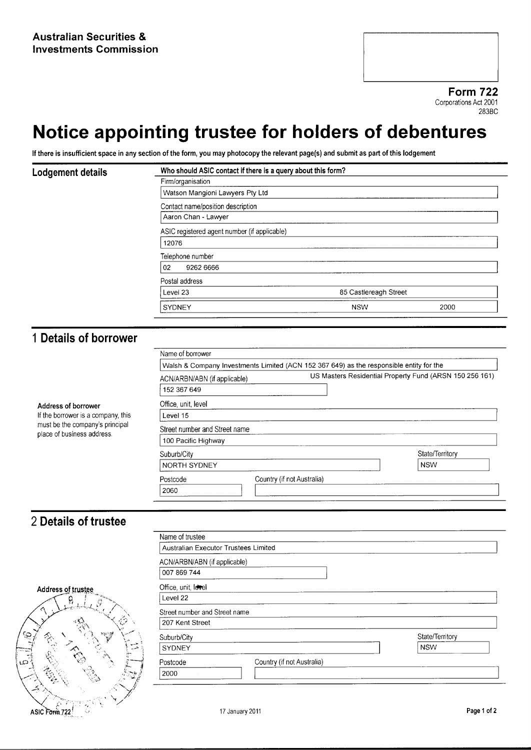**Australian Securities & Investments Commission**

**Form 722**
Corporations Act 2001
283BC

# Notice appointing trustee for holders of debentures

**If there is insufficient space in any section of the form, you may photocopy the relevant page(s) and submit as part of this lodgement**

## Lodgement details

**Who should ASIC contact if there is a query about this form?**

Firm/organisation
Watson Mangioni Lawyers Pty Ltd

Contact name/position description
Aaron Chan - Lawyer

ASIC registered agent number (if applicable)
12076

Telephone number
02 9262 6666

Postal address
Level 23 85 Castlereagh Street
SYDNEY NSW 2000

## 1 Details of borrower

Name of borrower
Walsh & Company Investments Limited (ACN 152 367 649) as the responsible entity for the US Masters Residential Property Fund (ARSN 150 256 161)

ACN/ARBN/ABN (if applicable)
152 367 649

**Address of borrower**
If the borrower is a company, this must be the company's principal place of business address.

Office, unit, level
Level 15

Street number and Street name
100 Pacific Highway

Suburb/City
NORTH SYDNEY

State/Territory
NSW

Postcode
2060

Country (if not Australia)

## 2 Details of trustee

Name of trustee
Australian Executor Trustees Limited

ACN/ARBN/ABN (if applicable)
007 869 744

**Address of trustee**

Office, unit, level
Level 22

Street number and Street name
207 Kent Street

Suburb/City
SYDNEY

State/Territory
NSW

Postcode
2000

Country (if not Australia)

ASIC Form 722 17 January 2011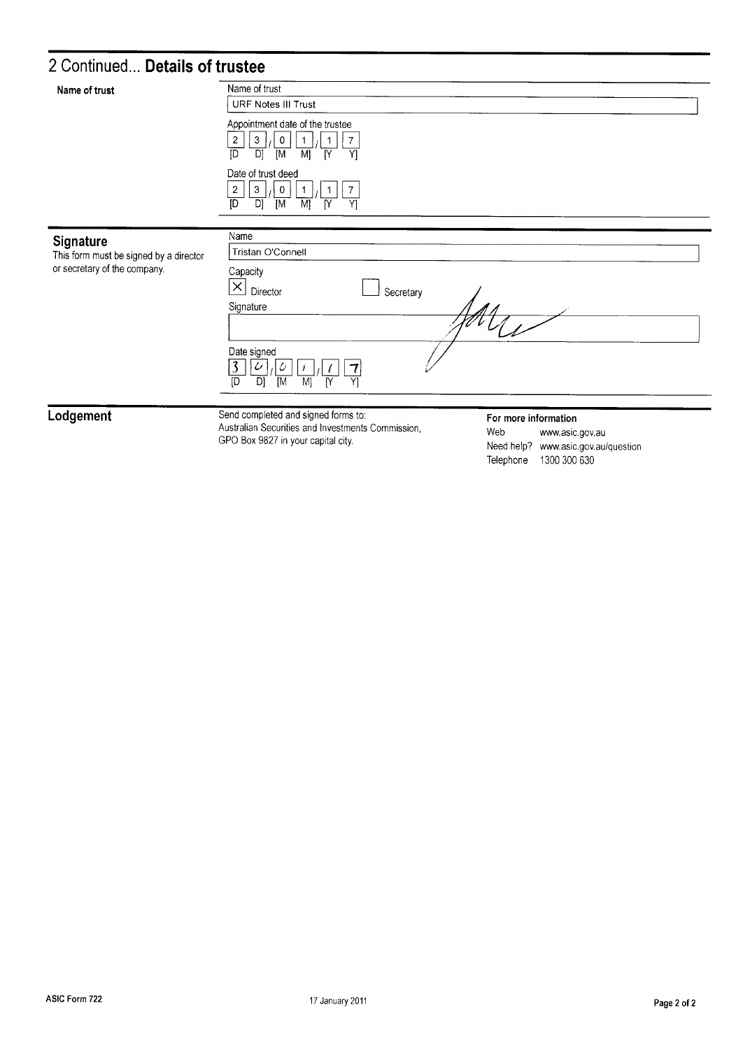## 2 Continued... Details of trustee

**Name of trust**

Name of trust

URF Notes III Trust

Appointment date of the trustee

23 / 01 / 17
[D D] [M M] [Y Y]

Date of trust deed

23 / 01 / 17
[D D] [M M] [Y Y]

## Signature

This form must be signed by a director or secretary of the company.

Name

Tristan O'Connell

Capacity

[X] Director

[ ] Secretary

Signature

Date signed

30 / 01 / 17
[D D] [M M] [Y Y]

## Lodgement

Send completed and signed forms to:
Australian Securities and Investments Commission,
GPO Box 9827 in your capital city.

**For more information**

Web www.asic.gov.au
Need help? www.asic.gov.au/question
Telephone 1300 300 630